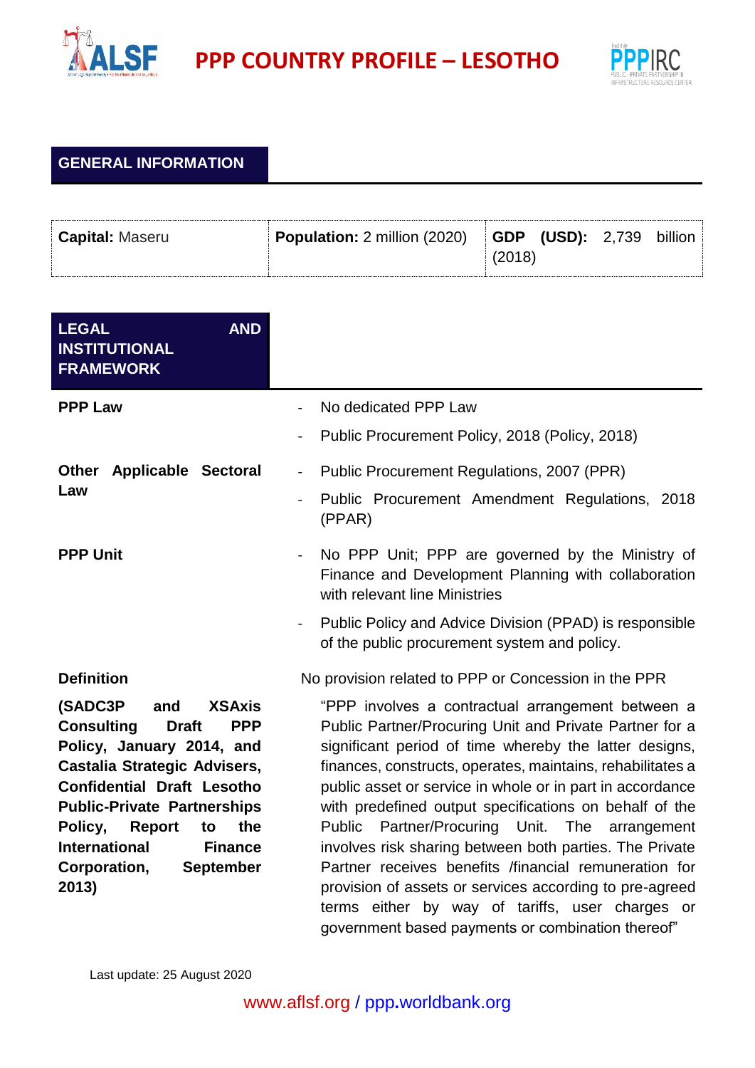# PPP COUNTRY PROFILE – LESOTHO

## GENERAL INFORMATION

| **Capital:** Maseru | **Population:** 2 million (2020) | **GDP (USD):** 2,739 billion (2018) |
|---|---|---|

## LEGAL AND INSTITUTIONAL FRAMEWORK

| | |
|---|---|
| **PPP Law** | - No dedicated PPP Law<br>- Public Procurement Policy, 2018 (Policy, 2018) |
| **Other Applicable Sectoral Law** | - Public Procurement Regulations, 2007 (PPR)<br>- Public Procurement Amendment Regulations, 2018 (PPAR) |
| **PPP Unit** | - No PPP Unit; PPP are governed by the Ministry of Finance and Development Planning with collaboration with relevant line Ministries<br>- Public Policy and Advice Division (PPAD) is responsible of the public procurement system and policy. |
| **Definition** | No provision related to PPP or Concession in the PPR |
| **(SADC3P and XSAxis Consulting Draft PPP Policy, January 2014, and Castalia Strategic Advisers, Confidential Draft Lesotho Public-Private Partnerships Policy, Report to the International Finance Corporation, September 2013)** | "PPP involves a contractual arrangement between a Public Partner/Procuring Unit and Private Partner for a significant period of time whereby the latter designs, finances, constructs, operates, maintains, rehabilitates a public asset or service in whole or in part in accordance with predefined output specifications on behalf of the Public Partner/Procuring Unit. The arrangement involves risk sharing between both parties. The Private Partner receives benefits /financial remuneration for provision of assets or services according to pre-agreed terms either by way of tariffs, user charges or government based payments or combination thereof" |

Last update: 25 August 2020

www.aflsf.org / ppp.worldbank.org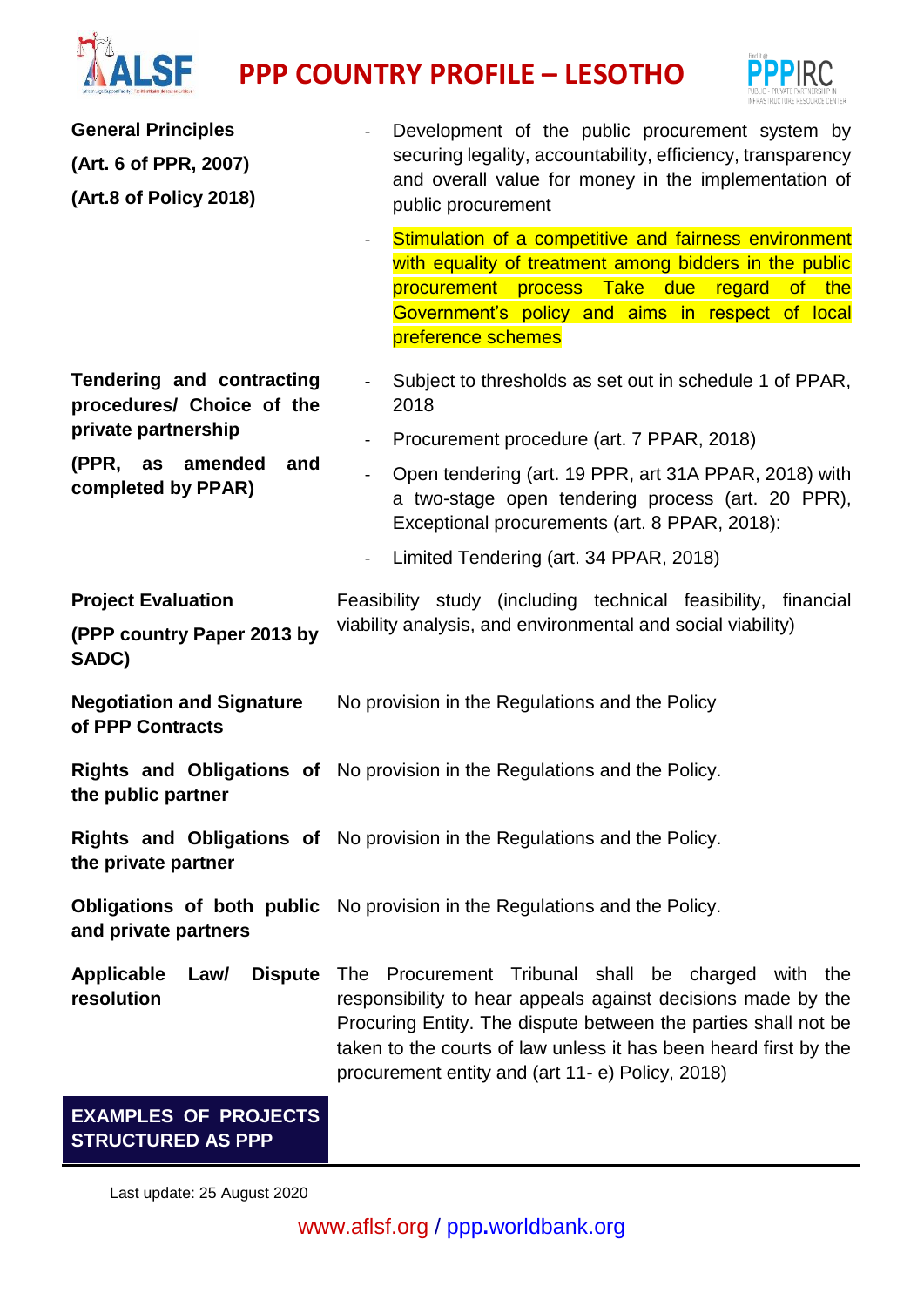| | |
|---|---|
| **General Principles** **(Art. 6 of PPR, 2007)** **(Art.8 of Policy 2018)** | - Development of the public procurement system by securing legality, accountability, efficiency, transparency and overall value for money in the implementation of public procurement<br>- Stimulation of a competitive and fairness environment with equality of treatment among bidders in the public procurement process Take due regard of the Government's policy and aims in respect of local preference schemes |
| **Tendering and contracting procedures/ Choice of the private partnership** **(PPR, as amended and completed by PPAR)** | - Subject to thresholds as set out in schedule 1 of PPAR, 2018<br>- Procurement procedure (art. 7 PPAR, 2018)<br>- Open tendering (art. 19 PPR, art 31A PPAR, 2018) with a two-stage open tendering process (art. 20 PPR), Exceptional procurements (art. 8 PPAR, 2018):<br>- Limited Tendering (art. 34 PPAR, 2018) |
| **Project Evaluation** **(PPP country Paper 2013 by SADC)** | Feasibility study (including technical feasibility, financial viability analysis, and environmental and social viability) |
| **Negotiation and Signature of PPP Contracts** | No provision in the Regulations and the Policy |
| **Rights and Obligations of the public partner** | No provision in the Regulations and the Policy. |
| **Rights and Obligations of the private partner** | No provision in the Regulations and the Policy. |
| **Obligations of both public and private partners** | No provision in the Regulations and the Policy. |
| **Applicable Law/ Dispute resolution** | The Procurement Tribunal shall be charged with the responsibility to hear appeals against decisions made by the Procuring Entity. The dispute between the parties shall not be taken to the courts of law unless it has been heard first by the procurement entity and (art 11- e) Policy, 2018) |

## EXAMPLES OF PROJECTS STRUCTURED AS PPP

Last update: 25 August 2020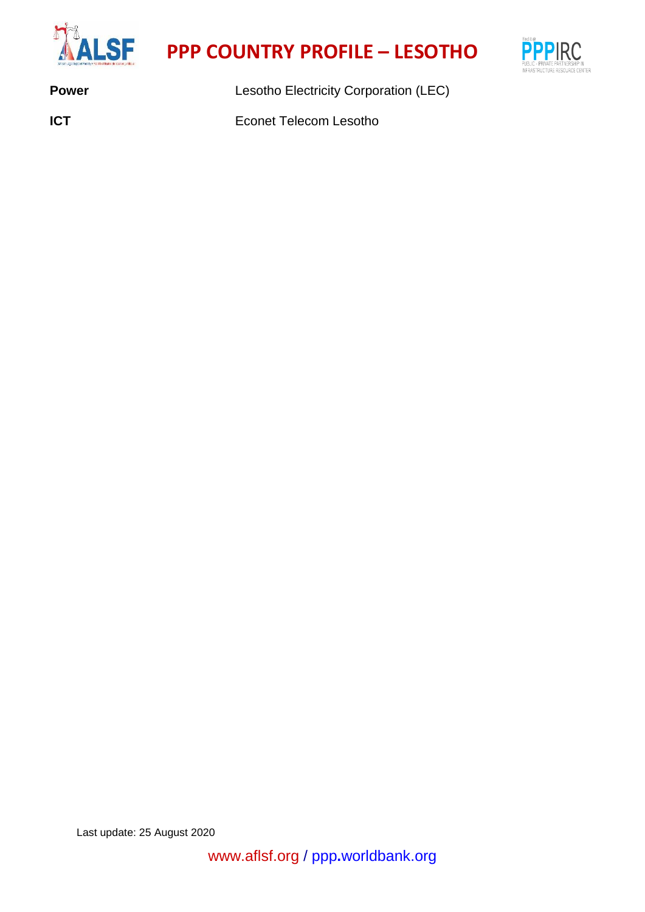| | |
|---|---|
| **Power** | Lesotho Electricity Corporation (LEC) |
| **ICT** | Econet Telecom Lesotho |

Last update: 25 August 2020

www.aflsf.org / ppp.worldbank.org